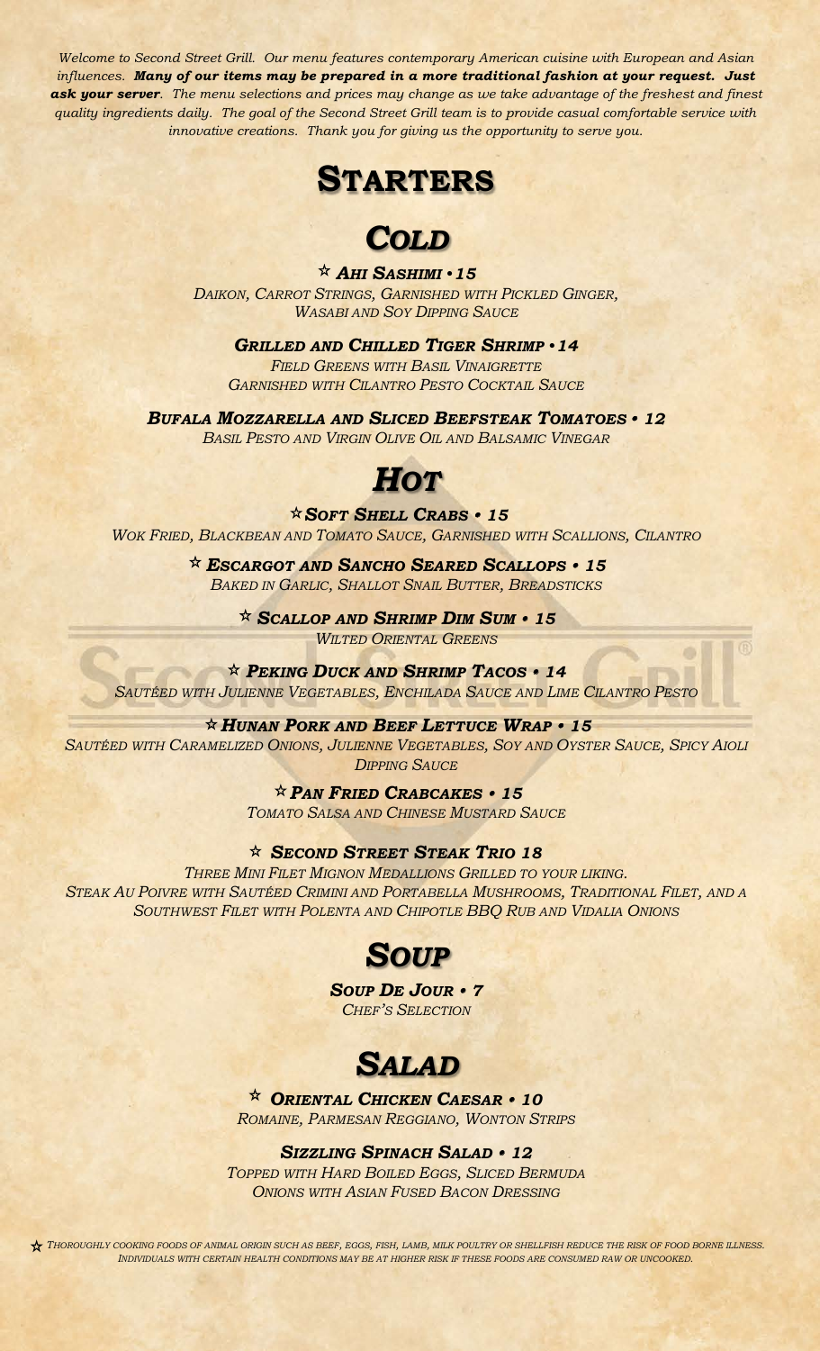*Welcome to Second Street Grill. Our menu features contemporary American cuisine with European and Asian influences.* ***Many of our items may be prepared in a more traditional fashion at your request. Just ask your server****. The menu selections and prices may change as we take advantage of the freshest and finest quality ingredients daily. The goal of the Second Street Grill team is to provide casual comfortable service with innovative creations. Thank you for giving us the opportunity to serve you.*

# Starters

## Cold

**☆ *Ahi Sashimi • 15***
*Daikon, Carrot Strings, Garnished with Pickled Ginger, Wasabi and Soy Dipping Sauce*

***Grilled and Chilled Tiger Shrimp • 14***
*Field Greens with Basil Vinaigrette Garnished with Cilantro Pesto Cocktail Sauce*

***Bufala Mozzarella and Sliced Beefsteak Tomatoes • 12***
*Basil Pesto and Virgin Olive Oil and Balsamic Vinegar*

## Hot

**☆ *Soft Shell Crabs • 15***
*Wok Fried, Blackbean and Tomato Sauce, Garnished with Scallions, Cilantro*

**☆ *Escargot and Sancho Seared Scallops • 15***
*Baked in Garlic, Shallot Snail Butter, Breadsticks*

**☆ *Scallop and Shrimp Dim Sum • 15***
*Wilted Oriental Greens*

**☆ *Peking Duck and Shrimp Tacos • 14***
*Sautéed with Julienne Vegetables, Enchilada Sauce and Lime Cilantro Pesto*

**☆ *Hunan Pork and Beef Lettuce Wrap • 15***
*Sautéed with Caramelized Onions, Julienne Vegetables, Soy and Oyster Sauce, Spicy Aioli Dipping Sauce*

**☆ *Pan Fried Crabcakes • 15***
*Tomato Salsa and Chinese Mustard Sauce*

**☆ *Second Street Steak Trio 18***
*Three Mini Filet Mignon Medallions Grilled to your liking. Steak Au Poivre with Sautéed Crimini and Portabella Mushrooms, Traditional Filet, and a Southwest Filet with Polenta and Chipotle BBQ Rub and Vidalia Onions*

## Soup

***Soup De Jour • 7***
*Chef's Selection*

## Salad

**☆ *Oriental Chicken Caesar • 10***
*Romaine, Parmesan Reggiano, Wonton Strips*

***Sizzling Spinach Salad • 12***
*Topped with Hard Boiled Eggs, Sliced Bermuda Onions with Asian Fused Bacon Dressing*

☆ *Thoroughly cooking foods of animal origin such as beef, eggs, fish, lamb, milk poultry or shellfish reduce the risk of food borne illness. Individuals with certain health conditions may be at higher risk if these foods are consumed raw or uncooked.*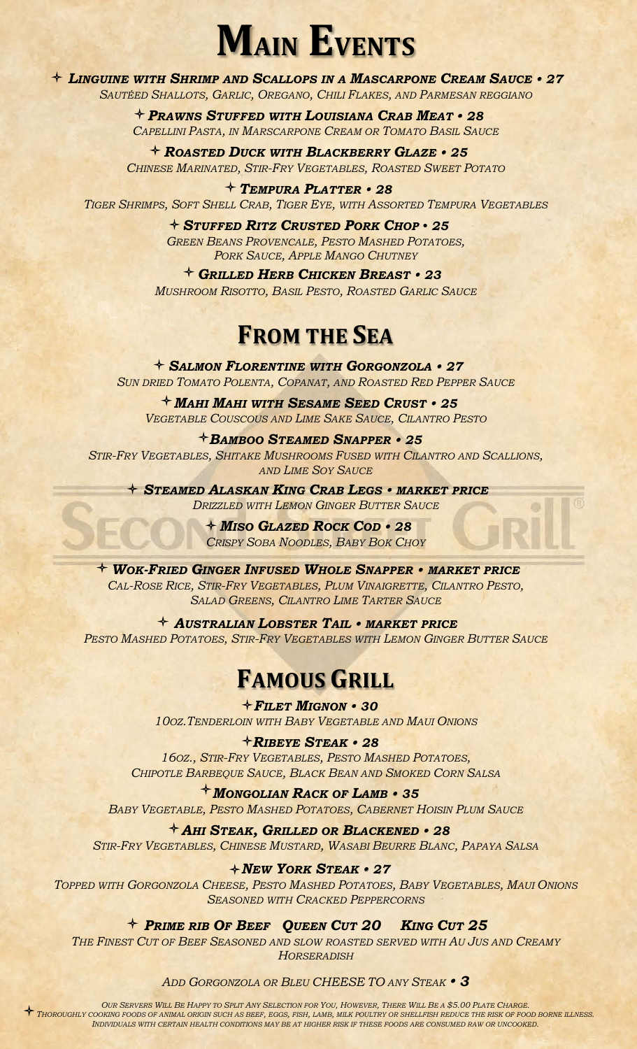# Main Events

✦ ***Linguine with Shrimp and Scallops in a Mascarpone Cream Sauce • 27***
*Sautéed Shallots, Garlic, Oregano, Chili Flakes, and Parmesan reggiano*

✦ ***Prawns Stuffed with Louisiana Crab Meat • 28***
*Capellini Pasta, in Marscarpone Cream or Tomato Basil Sauce*

✦ ***Roasted Duck with Blackberry Glaze • 25***
*Chinese Marinated, Stir-Fry Vegetables, Roasted Sweet Potato*

✦ ***Tempura Platter • 28***
*Tiger Shrimps, Soft Shell Crab, Tiger Eye, with Assorted Tempura Vegetables*

✦ ***Stuffed Ritz Crusted Pork Chop • 25***
*Green Beans Provencale, Pesto Mashed Potatoes,*
*Pork Sauce, Apple Mango Chutney*

✦ ***Grilled Herb Chicken Breast • 23***
*Mushroom Risotto, Basil Pesto, Roasted Garlic Sauce*

# From the Sea

✦ ***Salmon Florentine with Gorgonzola • 27***
*Sun dried Tomato Polenta, Copanat, and Roasted Red Pepper Sauce*

✦ ***Mahi Mahi with Sesame Seed Crust • 25***
*Vegetable Couscous and Lime Sake Sauce, Cilantro Pesto*

✦ ***Bamboo Steamed Snapper • 25***
*Stir-Fry Vegetables, Shitake Mushrooms Fused with Cilantro and Scallions, and Lime Soy Sauce*

✦ ***Steamed Alaskan King Crab Legs • market price***
*Drizzled with Lemon Ginger Butter Sauce*

✦ ***Miso Glazed Rock Cod • 28***
*Crispy Soba Noodles, Baby Bok Choy*

✦ ***Wok-Fried Ginger Infused Whole Snapper • market price***
*Cal-Rose Rice, Stir-Fry Vegetables, Plum Vinaigrette, Cilantro Pesto, Salad Greens, Cilantro Lime Tarter Sauce*

✦ ***Australian Lobster Tail • market price***
*Pesto Mashed Potatoes, Stir-Fry Vegetables with Lemon Ginger Butter Sauce*

# Famous Grill

✦ ***Filet Mignon • 30***
*10oz. Tenderloin with Baby Vegetable and Maui Onions*

✦ ***Ribeye Steak • 28***
*16oz., Stir-Fry Vegetables, Pesto Mashed Potatoes,*
*Chipotle Barbeque Sauce, Black Bean and Smoked Corn Salsa*

✦ ***Mongolian Rack of Lamb • 35***
*Baby Vegetable, Pesto Mashed Potatoes, Cabernet Hoisin Plum Sauce*

✦ ***Ahi Steak, Grilled or Blackened • 28***
*Stir-Fry Vegetables, Chinese Mustard, Wasabi Beurre Blanc, Papaya Salsa*

✦ ***New York Steak • 27***
*Topped with Gorgonzola Cheese, Pesto Mashed Potatoes, Baby Vegetables, Maui Onions Seasoned with Cracked Peppercorns*

✦ ***Prime rib Of Beef Queen Cut 20 King Cut 25***
*The Finest Cut of Beef Seasoned and slow roasted served with Au Jus and Creamy Horseradish*

*Add Gorgonzola or Bleu CHEESE TO any Steak* ***• 3***

*Our Servers Will Be Happy to Split Any Selection for You, However, There Will Be a $5.00 Plate Charge.*
✦ *Thoroughly cooking foods of animal origin such as beef, eggs, fish, lamb, milk poultry or shellfish reduce the risk of food borne illness. Individuals with certain health conditions may be at higher risk if these foods are consumed raw or uncooked.*